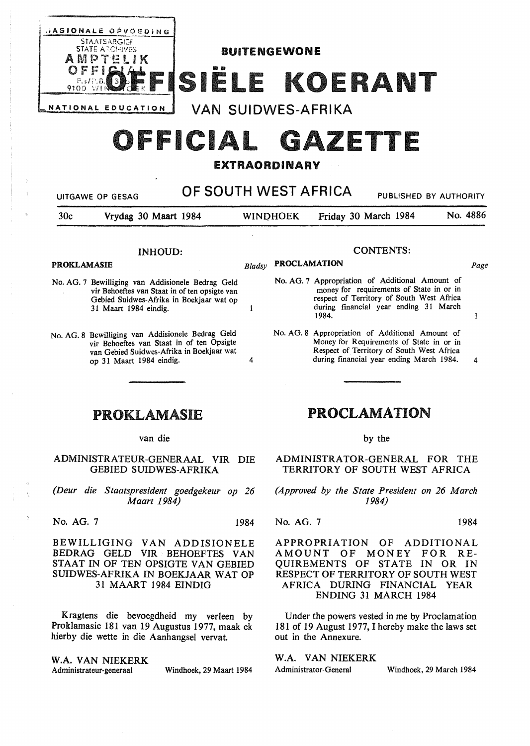NASIONALE OPVOEDING
STAATSARGIEF
STATE ARCHIVES
AMPTELIK
OFFICIAL
P.s/P.B. 13
9100 WINDHOEK
NATIONAL EDUCATION

# BUITENGEWONE OFFISIËLE KOERANT VAN SUIDWES-AFRIKA

# OFFICIAL GAZETTE EXTRAORDINARY OF SOUTH WEST AFRICA

UITGAWE OP GESAG — PUBLISHED BY AUTHORITY

30c — Vrydag 30 Maart 1984 — WINDHOEK — Friday 30 March 1984 — No. 4886

## INHOUD:

| PROKLAMASIE | Bladsy |
|---|---|
| No. AG. 7 Bewilliging van Addisionele Bedrag Geld vir Behoeftes van Staat in of ten opsigte van Gebied Suidwes-Afrika in Boekjaar wat op 31 Maart 1984 eindig. | 1 |
| No. AG. 8 Bewilliging van Addisionele Bedrag Geld vir Behoeftes van Staat in of ten Opsigte van Gebied Suidwes-Afrika in Boekjaar wat op 31 Maart 1984 eindig. | 4 |

## CONTENTS:

| PROCLAMATION | Page |
|---|---|
| No. AG. 7 Appropriation of Additional Amount of money for requirements of State in or in respect of Territory of South West Africa during financial year ending 31 March 1984. | 1 |
| No. AG. 8 Appropriation of Additional Amount of Money for Requirements of State in or in Respect of Territory of South West Africa during financial year ending March 1984. | 4 |

## PROKLAMASIE

van die

### ADMINISTRATEUR-GENERAAL VIR DIE GEBIED SUIDWES-AFRIKA

*(Deur die Staatspresident goedgekeur op 26 Maart 1984)*

No. AG. 7 — 1984

### BEWILLIGING VAN ADDISIONELE BEDRAG GELD VIR BEHOEFTES VAN STAAT IN OF TEN OPSIGTE VAN GEBIED SUIDWES-AFRIKA IN BOEKJAAR WAT OP 31 MAART 1984 EINDIG

Kragtens die bevoegdheid my verleen by Proklamasie 181 van 19 Augustus 1977, maak ek hierby die wette in die Aanhangsel vervat.

W.A. VAN NIEKERK
Administrateur-generaal — Windhoek, 29 Maart 1984

## PROCLAMATION

by the

### ADMINISTRATOR-GENERAL FOR THE TERRITORY OF SOUTH WEST AFRICA

*(Approved by the State President on 26 March 1984)*

No. AG. 7 — 1984

### APPROPRIATION OF ADDITIONAL AMOUNT OF MONEY FOR REQUIREMENTS OF STATE IN OR IN RESPECT OF TERRITORY OF SOUTH WEST AFRICA DURING FINANCIAL YEAR ENDING 31 MARCH 1984

Under the powers vested in me by Proclamation 181 of 19 August 1977, I hereby make the laws set out in the Annexure.

W.A. VAN NIEKERK
Administrator-General — Windhoek, 29 March 1984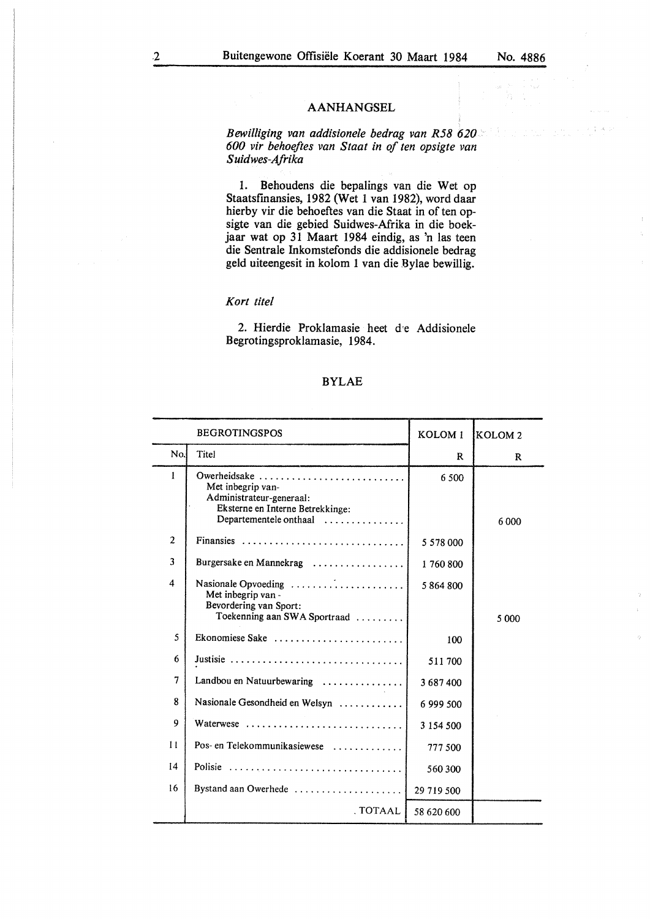## AANHANGSEL

*Bewilliging van addisionele bedrag van R58 620 600 vir behoeftes van Staat in of ten opsigte van Suidwes-Afrika*

1. Behoudens die bepalings van die Wet op Staatsfinansies, 1982 (Wet 1 van 1982), word daar hierby vir die behoeftes van die Staat in of ten opsigte van die gebied Suidwes-Afrika in die boekjaar wat op 31 Maart 1984 eindig, as 'n las teen die Sentrale Inkomstefonds die addisionele bedrag geld uiteengesit in kolom 1 van die Bylae bewillig.

*Kort titel*

2. Hierdie Proklamasie heet die Addisionele Begrotingsproklamasie, 1984.

## BYLAE

| BEGROTINGSPOS | | KOLOM 1 | KOLOM 2 |
|---|---|---|---|
| No. | Titel | R | R |
| 1 | Owerheidsake | 6 500 | |
| | Met inbegrip van-<br>Administrateur-generaal:<br>Eksterne en Interne Betrekkinge:<br>Departementele onthaal | | 6 000 |
| 2 | Finansies | 5 578 000 | |
| 3 | Burgersake en Mannekrag | 1 760 800 | |
| 4 | Nasionale Opvoeding | 5 864 800 | |
| | Met inbegrip van -<br>Bevordering van Sport:<br>Toekenning aan SWA Sportraad | | 5 000 |
| 5 | Ekonomiese Sake | 100 | |
| 6 | Justisie | 511 700 | |
| 7 | Landbou en Natuurbewaring | 3 687 400 | |
| 8 | Nasionale Gesondheid en Welsyn | 6 999 500 | |
| 9 | Waterwese | 3 154 500 | |
| 11 | Pos- en Telekommunikasiewese | 777 500 | |
| 14 | Polisie | 560 300 | |
| 16 | Bystand aan Owerhede | 29 719 500 | |
| | TOTAAL | 58 620 600 | |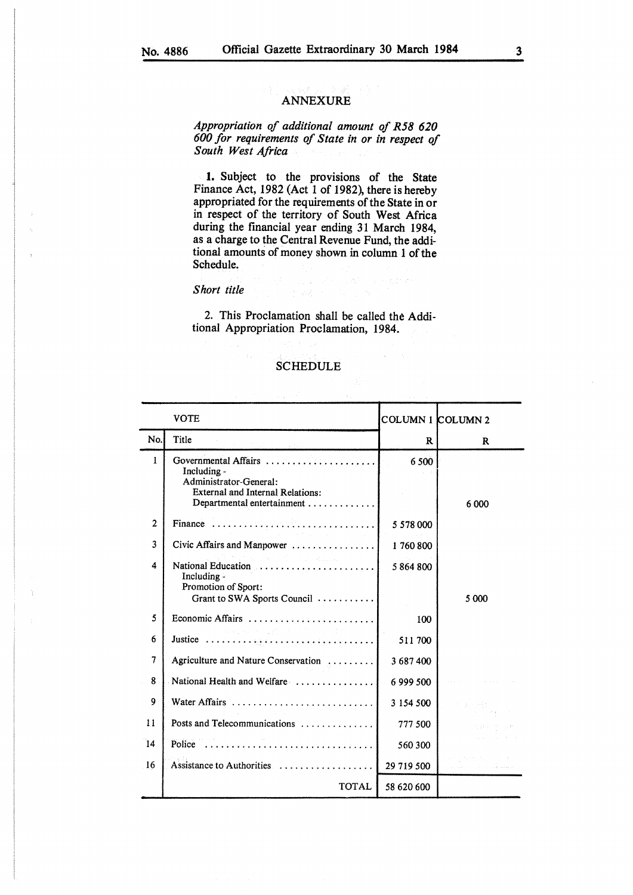## ANNEXURE

*Appropriation of additional amount of R58 620 600 for requirements of State in or in respect of South West Africa*

**1.** Subject to the provisions of the State Finance Act, 1982 (Act 1 of 1982), there is hereby appropriated for the requirements of the State in or in respect of the territory of South West Africa during the financial year ending 31 March 1984, as a charge to the Central Revenue Fund, the additional amounts of money shown in column 1 of the Schedule.

*Short title*

2. This Proclamation shall be called the Additional Appropriation Proclamation, 1984.

## SCHEDULE

| VOTE | | COLUMN 1 | COLUMN 2 |
|---|---|---|---|
| No. | Title | R | R |
| 1 | Governmental Affairs<br>Including -<br>Administrator-General:<br>External and Internal Relations:<br>Departmental entertainment | 6 500 | 6 000 |
| 2 | Finance | 5 578 000 | |
| 3 | Civic Affairs and Manpower | 1 760 800 | |
| 4 | National Education<br>Including -<br>Promotion of Sport:<br>Grant to SWA Sports Council | 5 864 800 | 5 000 |
| 5 | Economic Affairs | 100 | |
| 6 | Justice | 511 700 | |
| 7 | Agriculture and Nature Conservation | 3 687 400 | |
| 8 | National Health and Welfare | 6 999 500 | |
| 9 | Water Affairs | 3 154 500 | |
| 11 | Posts and Telecommunications | 777 500 | |
| 14 | Police | 560 300 | |
| 16 | Assistance to Authorities | 29 719 500 | |
| | TOTAL | 58 620 600 | |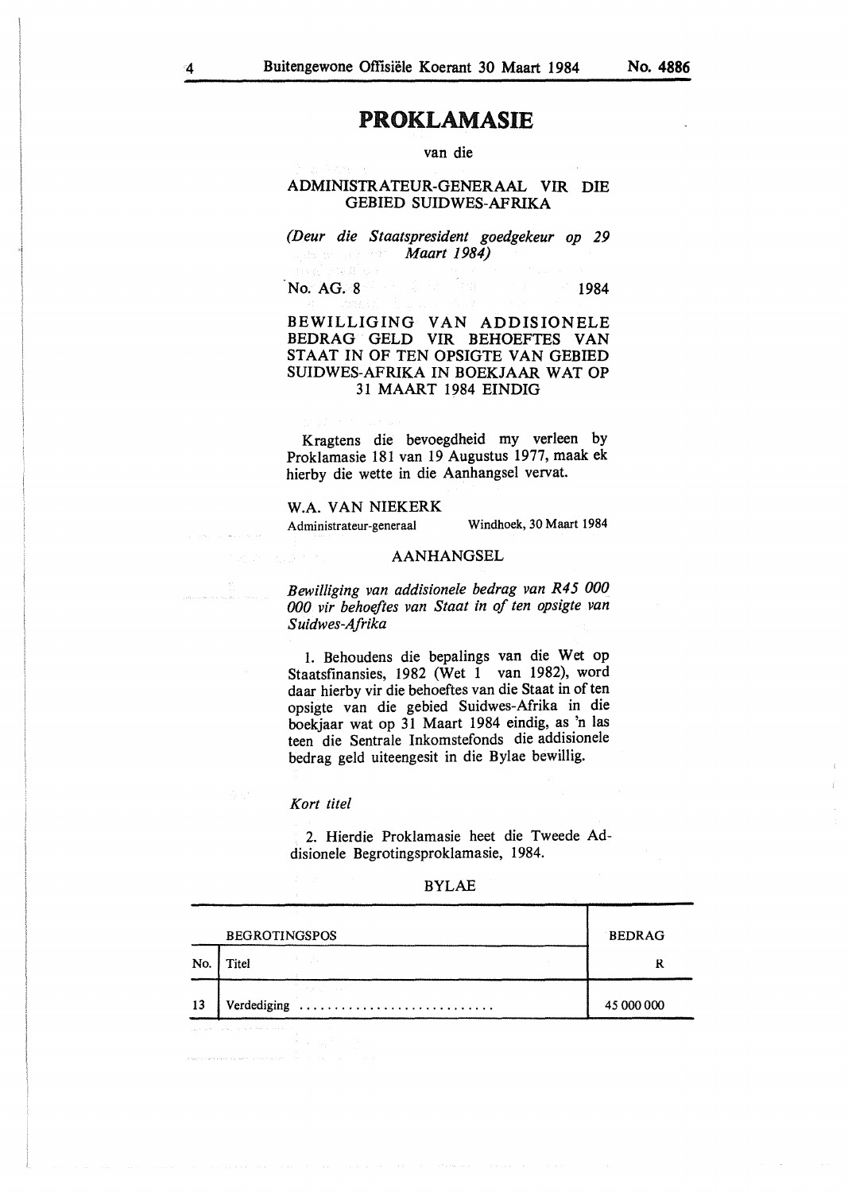# PROKLAMASIE

van die

ADMINISTRATEUR-GENERAAL VIR DIE GEBIED SUIDWES-AFRIKA

*(Deur die Staatspresident goedgekeur op 29 Maart 1984)*

No. AG. 8 1984

BEWILLIGING VAN ADDISIONELE BEDRAG GELD VIR BEHOEFTES VAN STAAT IN OF TEN OPSIGTE VAN GEBIED SUIDWES-AFRIKA IN BOEKJAAR WAT OP 31 MAART 1984 EINDIG

Kragtens die bevoegdheid my verleen by Proklamasie 181 van 19 Augustus 1977, maak ek hierby die wette in die Aanhangsel vervat.

W.A. VAN NIEKERK
Administrateur-generaal Windhoek, 30 Maart 1984

AANHANGSEL

*Bewilliging van addisionele bedrag van R45 000 000 vir behoeftes van Staat in of ten opsigte van Suidwes-Afrika*

1. Behoudens die bepalings van die Wet op Staatsfinansies, 1982 (Wet 1 van 1982), word daar hierby vir die behoeftes van die Staat in of ten opsigte van die gebied Suidwes-Afrika in die boekjaar wat op 31 Maart 1984 eindig, as 'n las teen die Sentrale Inkomstefonds die addisionele bedrag geld uiteengesit in die Bylae bewillig.

*Kort titel*

2. Hierdie Proklamasie heet die Tweede Addisionele Begrotingsproklamasie, 1984.

BYLAE

| BEGROTINGSPOS | | BEDRAG |
|---|---|---|
| No. | Titel | R |
| 13 | Verdediging ........................... | 45 000 000 |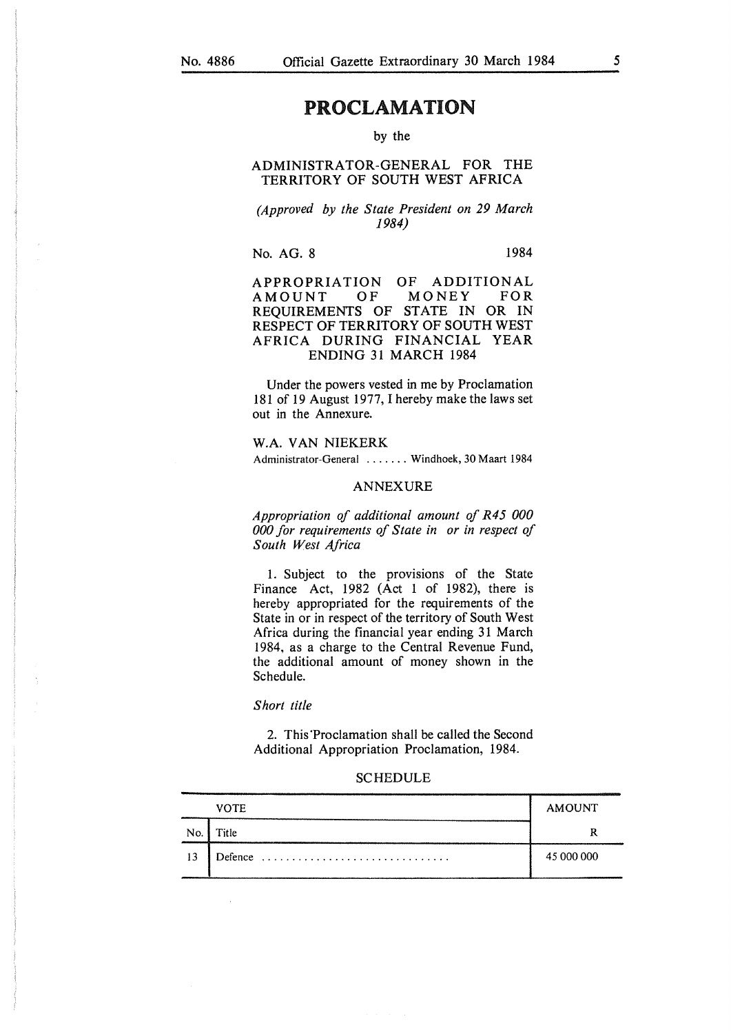# PROCLAMATION

by the

ADMINISTRATOR-GENERAL FOR THE TERRITORY OF SOUTH WEST AFRICA

*(Approved by the State President on 29 March 1984)*

No. AG. 8 1984

APPROPRIATION OF ADDITIONAL AMOUNT OF MONEY FOR REQUIREMENTS OF STATE IN OR IN RESPECT OF TERRITORY OF SOUTH WEST AFRICA DURING FINANCIAL YEAR ENDING 31 MARCH 1984

Under the powers vested in me by Proclamation 181 of 19 August 1977, I hereby make the laws set out in the Annexure.

W.A. VAN NIEKERK
Administrator-General ....... Windhoek, 30 Maart 1984

ANNEXURE

*Appropriation of additional amount of R45 000 000 for requirements of State in or in respect of South West Africa*

1. Subject to the provisions of the State Finance Act, 1982 (Act 1 of 1982), there is hereby appropriated for the requirements of the State in or in respect of the territory of South West Africa during the financial year ending 31 March 1984, as a charge to the Central Revenue Fund, the additional amount of money shown in the Schedule.

*Short title*

2. This Proclamation shall be called the Second Additional Appropriation Proclamation, 1984.

SCHEDULE

| VOTE | | AMOUNT |
|---|---|---|
| No. | Title | R |
| 13 | Defence .............................. | 45 000 000 |